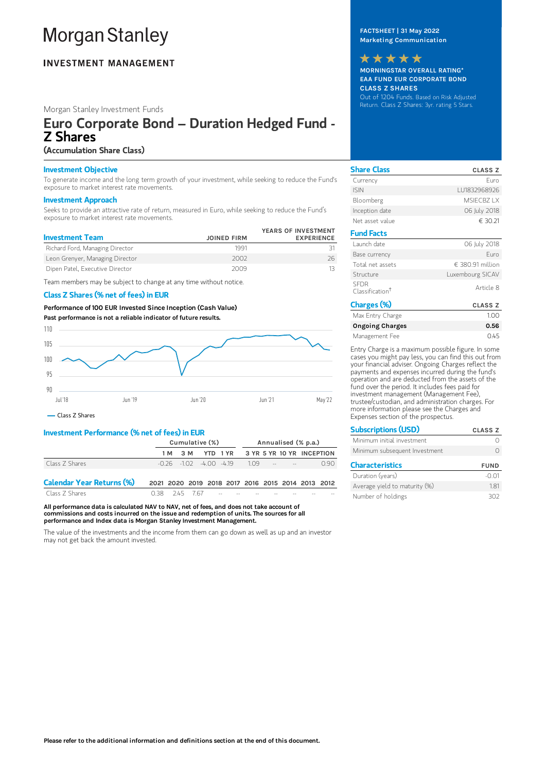# Morgan Stanley

**INVESTMENT MANAGEMENT**

**FACTSHEET | 31 May 2022**
**Marketing Communication**

★★★★★

**MORNINGSTAR OVERALL RATING\***
**EAA FUND EUR CORPORATE BOND**
**CLASS Z SHARES**

Out of 1204 Funds. Based on Risk Adjusted Return. Class Z Shares: 3yr. rating 5 Stars.

Morgan Stanley Investment Funds

## Euro Corporate Bond – Duration Hedged Fund - Z Shares

**(Accumulation Share Class)**

### Investment Objective

To generate income and the long term growth of your investment, while seeking to reduce the Fund's exposure to market interest rate movements.

### Investment Approach

Seeks to provide an attractive rate of return, measured in Euro, while seeking to reduce the Fund's exposure to market interest rate movements.

| Investment Team | JOINED FIRM | YEARS OF INVESTMENT EXPERIENCE |
|---|---|---|
| Richard Ford, Managing Director | 1991 | 31 |
| Leon Grenyer, Managing Director | 2002 | 26 |
| Dipen Patel, Executive Director | 2009 | 13 |

Team members may be subject to change at any time without notice.

### Class Z Shares (% net of fees) in EUR

**Performance of 100 EUR Invested Since Inception (Cash Value)**
**Past performance is not a reliable indicator of future results.**

— Class Z Shares

### Investment Performance (% net of fees) in EUR

| | Cumulative (%) | | | | Annualised (% p.a.) | | | |
|---|---|---|---|---|---|---|---|---|
| | 1 M | 3 M | YTD | 1 YR | 3 YR | 5 YR | 10 YR | INCEPTION |
| Class Z Shares | -0.26 | -1.02 | -4.00 | -4.19 | 1.09 | -- | -- | 0.90 |

| Calendar Year Returns (%) | 2021 | 2020 | 2019 | 2018 | 2017 | 2016 | 2015 | 2014 | 2013 | 2012 |
|---|---|---|---|---|---|---|---|---|---|---|
| Class Z Shares | 0.38 | 2.45 | 7.67 | -- | -- | -- | -- | -- | -- | -- |

**All performance data is calculated NAV to NAV, net of fees, and does not take account of commissions and costs incurred on the issue and redemption of units. The sources for all performance and Index data is Morgan Stanley Investment Management.**

The value of the investments and the income from them can go down as well as up and an investor may not get back the amount invested.

### Share Class

| Share Class | CLASS Z |
|---|---|
| Currency | Euro |
| ISIN | LU1832968926 |
| Bloomberg | MSIECBZ LX |
| Inception date | 06 July 2018 |
| Net asset value | € 30.21 |

### Fund Facts

| Fund Facts | |
|---|---|
| Launch date | 06 July 2018 |
| Base currency | Euro |
| Total net assets | € 380.91 million |
| Structure | Luxembourg SICAV |
| SFDR Classification† | Article 8 |

### Charges (%)

| Charges (%) | CLASS Z |
|---|---|
| Max Entry Charge | 1.00 |
| **Ongoing Charges** | **0.56** |
| Management Fee | 0.45 |

Entry Charge is a maximum possible figure. In some cases you might pay less, you can find this out from your financial adviser. Ongoing Charges reflect the payments and expenses incurred during the fund's operation and are deducted from the assets of the fund over the period. It includes fees paid for investment management (Management Fee), trustee/custodian, and administration charges. For more information please see the Charges and Expenses section of the prospectus.

### Subscriptions (USD)

| Subscriptions (USD) | CLASS Z |
|---|---|
| Minimum initial investment | 0 |
| Minimum subsequent Investment | 0 |

### Characteristics

| Characteristics | FUND |
|---|---|
| Duration (years) | -0.01 |
| Average yield to maturity (%) | 1.81 |
| Number of holdings | 302 |

**Please refer to the additional information and definitions section at the end of this document.**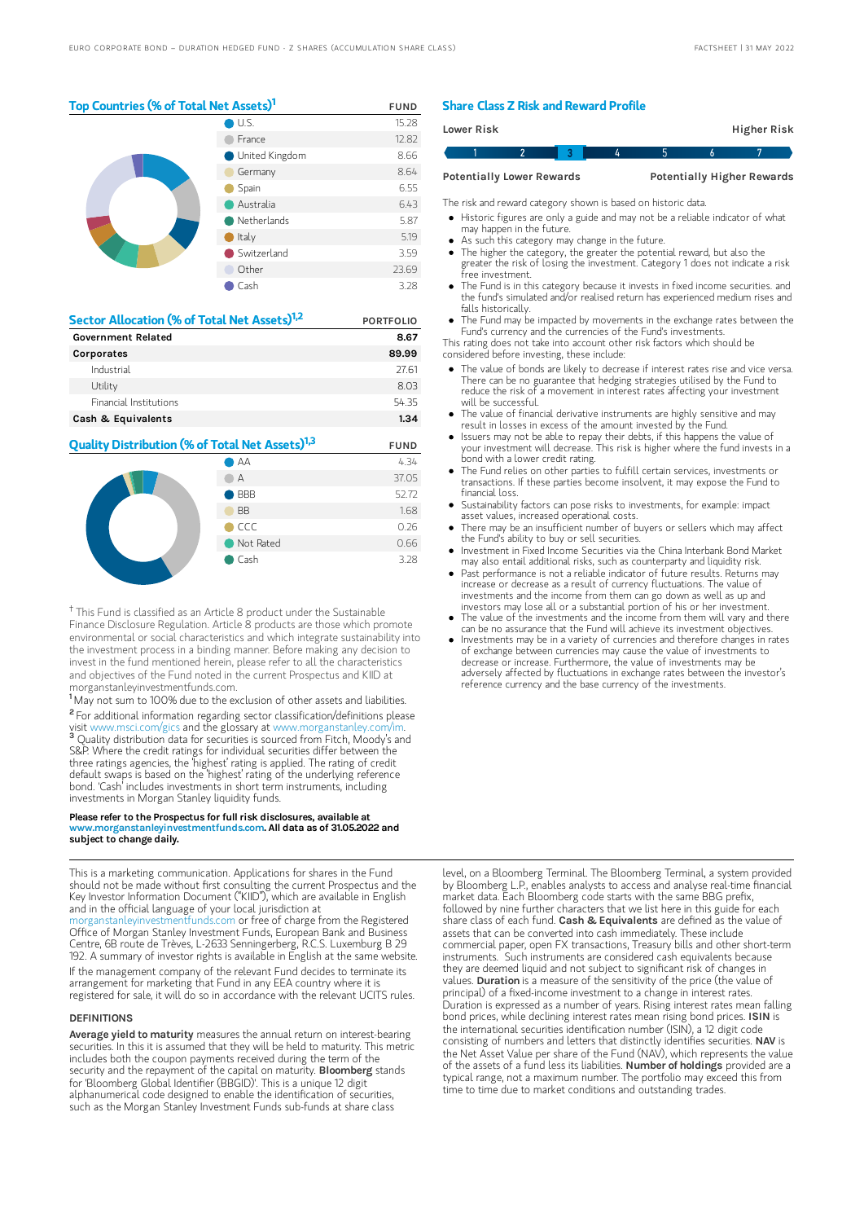## Top Countries (% of Total Net Assets)[1]

| | FUND |
|---|---|
| U.S. | 15.28 |
| France | 12.82 |
| United Kingdom | 8.66 |
| Germany | 8.64 |
| Spain | 6.55 |
| Australia | 6.43 |
| Netherlands | 5.87 |
| Italy | 5.19 |
| Switzerland | 3.59 |
| Other | 23.69 |
| Cash | 3.28 |

## Sector Allocation (% of Total Net Assets)[1,2]

| | PORTFOLIO |
|---|---|
| **Government Related** | **8.67** |
| **Corporates** | **89.99** |
| Industrial | 27.61 |
| Utility | 8.03 |
| Financial Institutions | 54.35 |
| **Cash & Equivalents** | **1.34** |

## Quality Distribution (% of Total Net Assets)[1,3]

| | FUND |
|---|---|
| AA | 4.34 |
| A | 37.05 |
| BBB | 52.72 |
| BB | 1.68 |
| CCC | 0.26 |
| Not Rated | 0.66 |
| Cash | 3.28 |

† This Fund is classified as an Article 8 product under the Sustainable Finance Disclosure Regulation. Article 8 products are those which promote environmental or social characteristics and which integrate sustainability into the investment process in a binding manner. Before making any decision to invest in the fund mentioned herein, please refer to all the characteristics and objectives of the Fund noted in the current Prospectus and KIID at morganstanleyinvestmentfunds.com.

[1] May not sum to 100% due to the exclusion of other assets and liabilities.

[2] For additional information regarding sector classification/definitions please visit www.msci.com/gics and the glossary at www.morganstanley.com/im.

[3] Quality distribution data for securities is sourced from Fitch, Moody's and S&P. Where the credit ratings for individual securities differ between the three ratings agencies, the 'highest' rating is applied. The rating of credit default swaps is based on the 'highest' rating of the underlying reference bond. 'Cash' includes investments in short term instruments, including investments in Morgan Stanley liquidity funds.

**Please refer to the Prospectus for full risk disclosures, available at www.morganstanleyinvestmentfunds.com. All data as of 31.05.2022 and subject to change daily.**

## Share Class Z Risk and Reward Profile

| Lower Risk | | | | | | Higher Risk |
|---|---|---|---|---|---|---|
| 1 | 2 | **3** | 4 | 5 | 6 | 7 |
| Potentially Lower Rewards | | | | | | Potentially Higher Rewards |

The risk and reward category shown is based on historic data.

- Historic figures are only a guide and may not be a reliable indicator of what may happen in the future.
- As such this category may change in the future.
- The higher the category, the greater the potential reward, but also the greater the risk of losing the investment. Category 1 does not indicate a risk free investment.
- The Fund is in this category because it invests in fixed income securities. and the fund's simulated and/or realised return has experienced medium rises and falls historically.
- The Fund may be impacted by movements in the exchange rates between the Fund's currency and the currencies of the Fund's investments.

This rating does not take into account other risk factors which should be considered before investing, these include:

- The value of bonds are likely to decrease if interest rates rise and vice versa. There can be no guarantee that hedging strategies utilised by the Fund to reduce the risk of a movement in interest rates affecting your investment will be successful.
- The value of financial derivative instruments are highly sensitive and may result in losses in excess of the amount invested by the Fund.
- Issuers may not be able to repay their debts, if this happens the value of your investment will decrease. This risk is higher where the fund invests in a bond with a lower credit rating.
- The Fund relies on other parties to fulfill certain services, investments or transactions. If these parties become insolvent, it may expose the Fund to financial loss.
- Sustainability factors can pose risks to investments, for example: impact asset values, increased operational costs.
- There may be an insufficient number of buyers or sellers which may affect the Fund's ability to buy or sell securities.
- Investment in Fixed Income Securities via the China Interbank Bond Market may also entail additional risks, such as counterparty and liquidity risk.
- Past performance is not a reliable indicator of future results. Returns may increase or decrease as a result of currency fluctuations. The value of investments and the income from them can go down as well as up and investors may lose all or a substantial portion of his or her investment.
- The value of the investments and the income from them will vary and there can be no assurance that the Fund will achieve its investment objectives.
- Investments may be in a variety of currencies and therefore changes in rates of exchange between currencies may cause the value of investments to decrease or increase. Furthermore, the value of investments may be adversely affected by fluctuations in exchange rates between the investor's reference currency and the base currency of the investments.

This is a marketing communication. Applications for shares in the Fund should not be made without first consulting the current Prospectus and the Key Investor Information Document ("KIID"), which are available in English and in the official language of your local jurisdiction at morganstanleyinvestmentfunds.com or free of charge from the Registered Office of Morgan Stanley Investment Funds, European Bank and Business Centre, 6B route de Trèves, L-2633 Senningerberg, R.C.S. Luxemburg B 29 192. A summary of investor rights is available in English at the same website.

If the management company of the relevant Fund decides to terminate its arrangement for marketing that Fund in any EEA country where it is registered for sale, it will do so in accordance with the relevant UCITS rules.

### DEFINITIONS

**Average yield to maturity** measures the annual return on interest-bearing securities. In this it is assumed that they will be held to maturity. This metric includes both the coupon payments received during the term of the security and the repayment of the capital on maturity. **Bloomberg** stands for 'Bloomberg Global Identifier (BBGID)'. This is a unique 12 digit alphanumerical code designed to enable the identification of securities, such as the Morgan Stanley Investment Funds sub-funds at share class level, on a Bloomberg Terminal. The Bloomberg Terminal, a system provided by Bloomberg L.P., enables analysts to access and analyse real-time financial market data. Each Bloomberg code starts with the same BBG prefix, followed by nine further characters that we list here in this guide for each share class of each fund. **Cash & Equivalents** are defined as the value of assets that can be converted into cash immediately. These include commercial paper, open FX transactions, Treasury bills and other short-term instruments. Such instruments are considered cash equivalents because they are deemed liquid and not subject to significant risk of changes in values. **Duration** is a measure of the sensitivity of the price (the value of principal) of a fixed-income investment to a change in interest rates. Duration is expressed as a number of years. Rising interest rates mean falling bond prices, while declining interest rates mean rising bond prices. **ISIN** is the international securities identification number (ISIN), a 12 digit code consisting of numbers and letters that distinctly identifies securities. **NAV** is the Net Asset Value per share of the Fund (NAV), which represents the value of the assets of a fund less its liabilities. **Number of holdings** provided are a typical range, not a maximum number. The portfolio may exceed this from time to time due to market conditions and outstanding trades.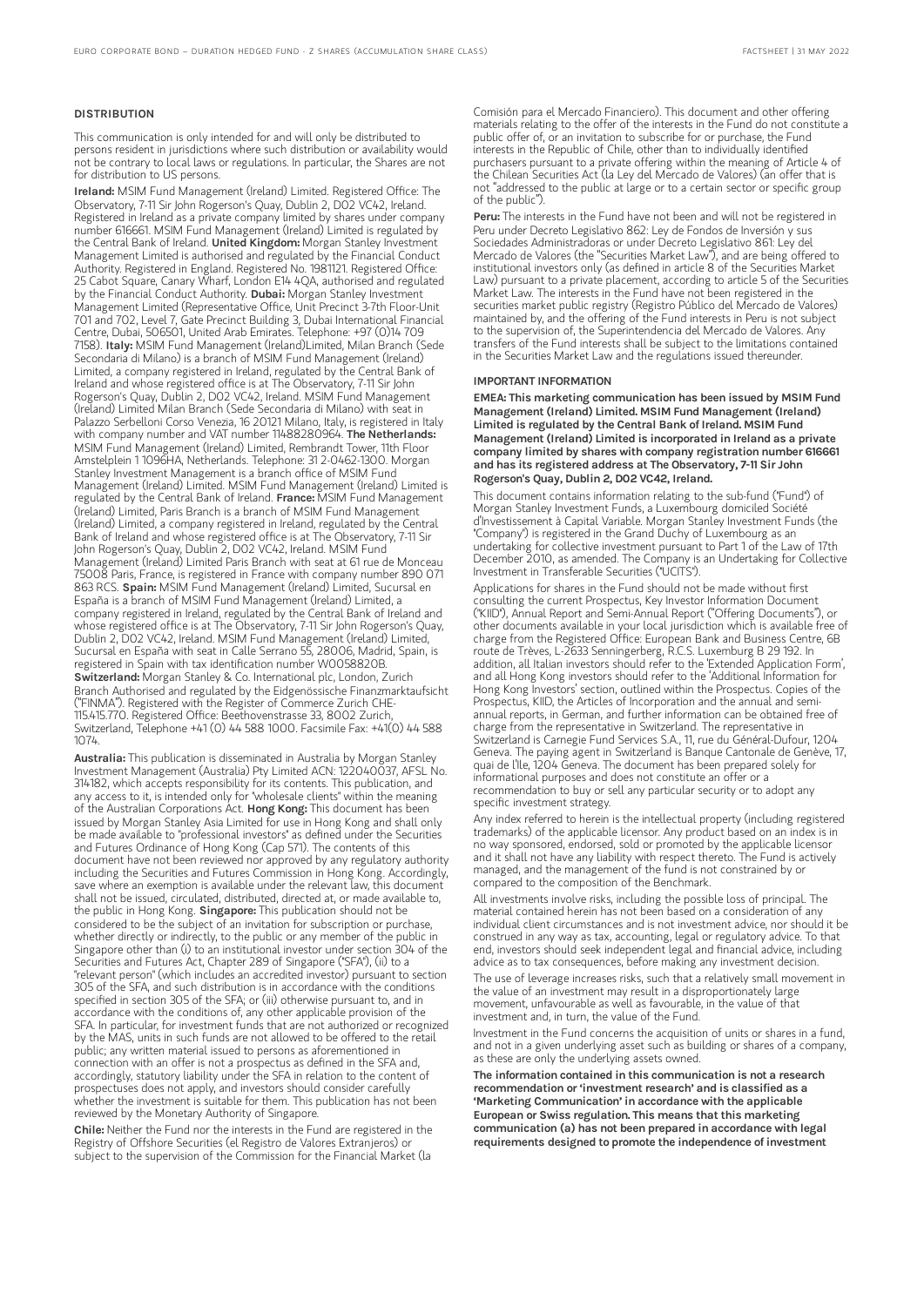## DISTRIBUTION

This communication is only intended for and will only be distributed to persons resident in jurisdictions where such distribution or availability would not be contrary to local laws or regulations. In particular, the Shares are not for distribution to US persons.

**Ireland:** MSIM Fund Management (Ireland) Limited. Registered Office: The Observatory, 7-11 Sir John Rogerson's Quay, Dublin 2, D02 VC42, Ireland. Registered in Ireland as a private company limited by shares under company number 616661. MSIM Fund Management (Ireland) Limited is regulated by the Central Bank of Ireland. **United Kingdom:** Morgan Stanley Investment Management Limited is authorised and regulated by the Financial Conduct Authority. Registered in England. Registered No. 1981121. Registered Office: 25 Cabot Square, Canary Wharf, London E14 4QA, authorised and regulated by the Financial Conduct Authority. **Dubai:** Morgan Stanley Investment Management Limited (Representative Office, Unit Precinct 3-7th Floor-Unit 701 and 702, Level 7, Gate Precinct Building 3, Dubai International Financial Centre, Dubai, 506501, United Arab Emirates. Telephone: +97 (0)14 709 7158). **Italy:** MSIM Fund Management (Ireland)Limited, Milan Branch (Sede Secondaria di Milano) is a branch of MSIM Fund Management (Ireland) Limited, a company registered in Ireland, regulated by the Central Bank of Ireland and whose registered office is at The Observatory, 7-11 Sir John Rogerson's Quay, Dublin 2, D02 VC42, Ireland. MSIM Fund Management (Ireland) Limited Milan Branch (Sede Secondaria di Milano) with seat in Palazzo Serbelloni Corso Venezia, 16 20121 Milano, Italy, is registered in Italy with company number and VAT number 11488280964. **The Netherlands:** MSIM Fund Management (Ireland) Limited, Rembrandt Tower, 11th Floor Amstelplein 1 1096HA, Netherlands. Telephone: 31 2-0462-1300. Morgan Stanley Investment Management is a branch office of MSIM Fund Management (Ireland) Limited. MSIM Fund Management (Ireland) Limited is regulated by the Central Bank of Ireland. **France:** MSIM Fund Management (Ireland) Limited, Paris Branch is a branch of MSIM Fund Management (Ireland) Limited, a company registered in Ireland, regulated by the Central Bank of Ireland and whose registered office is at The Observatory, 7-11 Sir John Rogerson's Quay, Dublin 2, D02 VC42, Ireland. MSIM Fund Management (Ireland) Limited Paris Branch with seat at 61 rue de Monceau 75008 Paris, France, is registered in France with company number 890 071 863 RCS. **Spain:** MSIM Fund Management (Ireland) Limited, Sucursal en España is a branch of MSIM Fund Management (Ireland) Limited, a company registered in Ireland, regulated by the Central Bank of Ireland and whose registered office is at The Observatory, 7-11 Sir John Rogerson's Quay, Dublin 2, D02 VC42, Ireland. MSIM Fund Management (Ireland) Limited, Sucursal en España with seat in Calle Serrano 55, 28006, Madrid, Spain, is registered in Spain with tax identification number W0058820B. **Switzerland:** Morgan Stanley & Co. International plc, London, Zurich Branch Authorised and regulated by the Eidgenössische Finanzmarktaufsicht ("FINMA"). Registered with the Register of Commerce Zurich CHE-115.415.770. Registered Office: Beethovenstrasse 33, 8002 Zurich, Switzerland, Telephone +41 (0) 44 588 1000. Facsimile Fax: +41(0) 44 588 1074.

**Australia:** This publication is disseminated in Australia by Morgan Stanley Investment Management (Australia) Pty Limited ACN: 122040037, AFSL No. 314182, which accepts responsibility for its contents. This publication, and any access to it, is intended only for "wholesale clients" within the meaning of the Australian Corporations Act. **Hong Kong:** This document has been issued by Morgan Stanley Asia Limited for use in Hong Kong and shall only be made available to "professional investors" as defined under the Securities and Futures Ordinance of Hong Kong (Cap 571). The contents of this document have not been reviewed nor approved by any regulatory authority including the Securities and Futures Commission in Hong Kong. Accordingly, save where an exemption is available under the relevant law, this document shall not be issued, circulated, distributed, directed at, or made available to, the public in Hong Kong. **Singapore:** This publication should not be considered to be the subject of an invitation for subscription or purchase, whether directly or indirectly, to the public or any member of the public in Singapore other than (i) to an institutional investor under section 304 of the Securities and Futures Act, Chapter 289 of Singapore ("SFA"), (ii) to a "relevant person" (which includes an accredited investor) pursuant to section 305 of the SFA, and such distribution is in accordance with the conditions specified in section 305 of the SFA; or (iii) otherwise pursuant to, and in accordance with the conditions of, any other applicable provision of the SFA. In particular, for investment funds that are not authorized or recognized by the MAS, units in such funds are not allowed to be offered to the retail public; any written material issued to persons as aforementioned in connection with an offer is not a prospectus as defined in the SFA and, accordingly, statutory liability under the SFA in relation to the content of prospectuses does not apply, and investors should consider carefully whether the investment is suitable for them. This publication has not been reviewed by the Monetary Authority of Singapore.

**Chile:** Neither the Fund nor the interests in the Fund are registered in the Registry of Offshore Securities (el Registro de Valores Extranjeros) or subject to the supervision of the Commission for the Financial Market (la Comisión para el Mercado Financiero). This document and other offering materials relating to the offer of the interests in the Fund do not constitute a public offer of, or an invitation to subscribe for or purchase, the Fund interests in the Republic of Chile, other than to individually identified purchasers pursuant to a private offering within the meaning of Article 4 of the Chilean Securities Act (la Ley del Mercado de Valores) (an offer that is not "addressed to the public at large or to a certain sector or specific group of the public").

**Peru:** The interests in the Fund have not been and will not be registered in Peru under Decreto Legislativo 862: Ley de Fondos de Inversión y sus Sociedades Administradoras or under Decreto Legislativo 861: Ley del Mercado de Valores (the "Securities Market Law"), and are being offered to institutional investors only (as defined in article 8 of the Securities Market Law) pursuant to a private placement, according to article 5 of the Securities Market Law. The interests in the Fund have not been registered in the securities market public registry (Registro Público del Mercado de Valores) maintained by, and the offering of the Fund interests in Peru is not subject to the supervision of, the Superintendencia del Mercado de Valores. Any transfers of the Fund interests shall be subject to the limitations contained in the Securities Market Law and the regulations issued thereunder.

## IMPORTANT INFORMATION

**EMEA: This marketing communication has been issued by MSIM Fund Management (Ireland) Limited. MSIM Fund Management (Ireland) Limited is regulated by the Central Bank of Ireland. MSIM Fund Management (Ireland) Limited is incorporated in Ireland as a private company limited by shares with company registration number 616661 and has its registered address at The Observatory, 7-11 Sir John Rogerson's Quay, Dublin 2, D02 VC42, Ireland.**

This document contains information relating to the sub-fund ("Fund") of Morgan Stanley Investment Funds, a Luxembourg domiciled Société d'Investissement à Capital Variable. Morgan Stanley Investment Funds (the "Company") is registered in the Grand Duchy of Luxembourg as an undertaking for collective investment pursuant to Part 1 of the Law of 17th December 2010, as amended. The Company is an Undertaking for Collective Investment in Transferable Securities ("UCITS").

Applications for shares in the Fund should not be made without first consulting the current Prospectus, Key Investor Information Document ("KIID"), Annual Report and Semi-Annual Report ("Offering Documents"), or other documents available in your local jurisdiction which is available free of charge from the Registered Office: European Bank and Business Centre, 6B route de Trèves, L-2633 Senningerberg, R.C.S. Luxemburg B 29 192. In addition, all Italian investors should refer to the 'Extended Application Form', and all Hong Kong investors should refer to the 'Additional Information for Hong Kong Investors' section, outlined within the Prospectus. Copies of the Prospectus, KIID, the Articles of Incorporation and the annual and semi-annual reports, in German, and further information can be obtained free of charge from the representative in Switzerland. The representative in Switzerland is Carnegie Fund Services S.A., 11, rue du Général-Dufour, 1204 Geneva. The paying agent in Switzerland is Banque Cantonale de Genève, 17, quai de l'Ile, 1204 Geneva. The document has been prepared solely for informational purposes and does not constitute an offer or a recommendation to buy or sell any particular security or to adopt any specific investment strategy.

Any index referred to herein is the intellectual property (including registered trademarks) of the applicable licensor. Any product based on an index is in no way sponsored, endorsed, sold or promoted by the applicable licensor and it shall not have any liability with respect thereto. The Fund is actively managed, and the management of the fund is not constrained by or compared to the composition of the Benchmark.

All investments involve risks, including the possible loss of principal. The material contained herein has not been based on a consideration of any individual client circumstances and is not investment advice, nor should it be construed in any way as tax, accounting, legal or regulatory advice. To that end, investors should seek independent legal and financial advice, including advice as to tax consequences, before making any investment decision.

The use of leverage increases risks, such that a relatively small movement in the value of an investment may result in a disproportionately large movement, unfavourable as well as favourable, in the value of that investment and, in turn, the value of the Fund.

Investment in the Fund concerns the acquisition of units or shares in a fund, and not in a given underlying asset such as building or shares of a company, as these are only the underlying assets owned.

**The information contained in this communication is not a research recommendation or 'investment research' and is classified as a 'Marketing Communication' in accordance with the applicable European or Swiss regulation. This means that this marketing communication (a) has not been prepared in accordance with legal requirements designed to promote the independence of investment**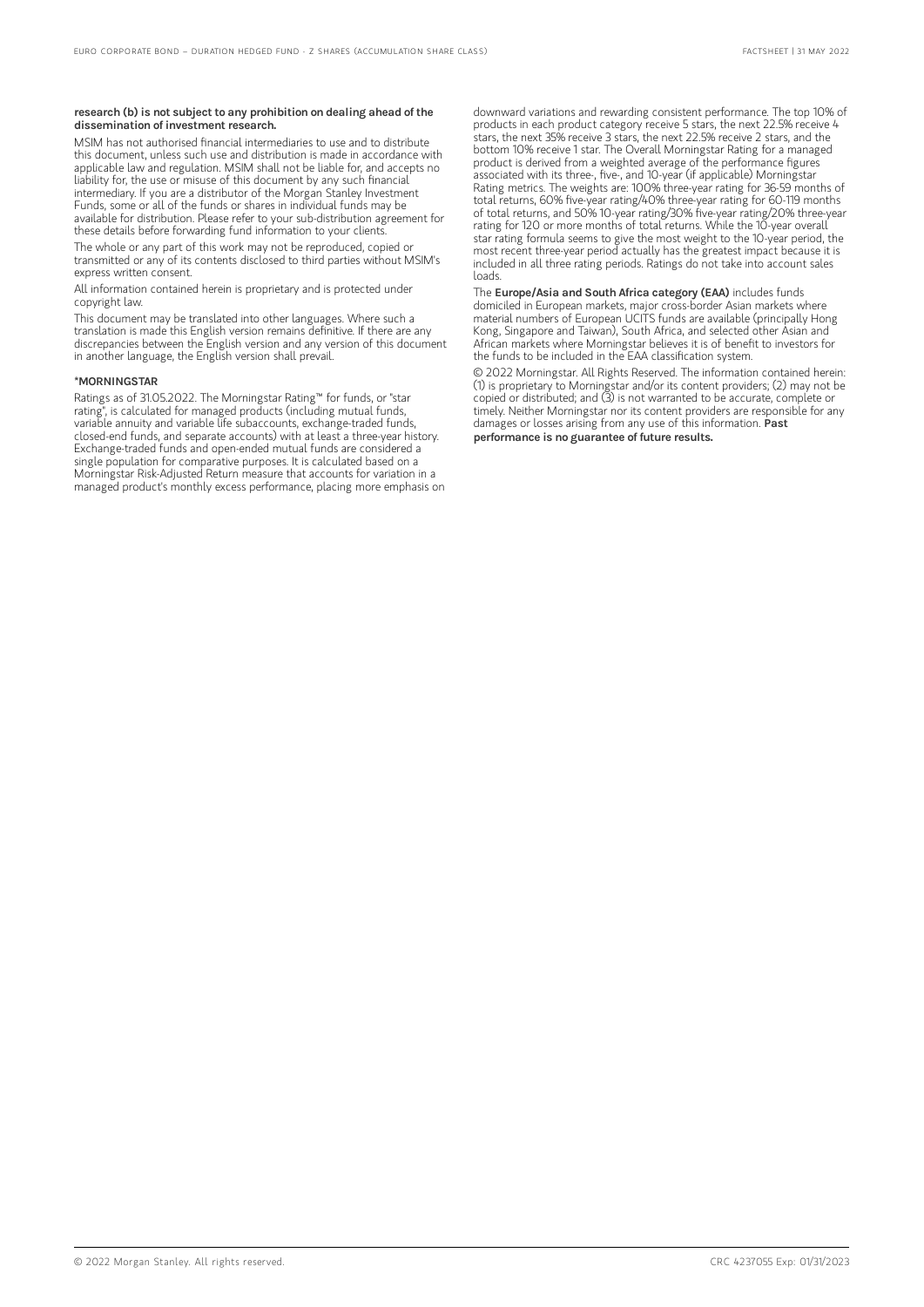**research (b) is not subject to any prohibition on dealing ahead of the dissemination of investment research.**

MSIM has not authorised financial intermediaries to use and to distribute this document, unless such use and distribution is made in accordance with applicable law and regulation. MSIM shall not be liable for, and accepts no liability for, the use or misuse of this document by any such financial intermediary. If you are a distributor of the Morgan Stanley Investment Funds, some or all of the funds or shares in individual funds may be available for distribution. Please refer to your sub-distribution agreement for these details before forwarding fund information to your clients.

The whole or any part of this work may not be reproduced, copied or transmitted or any of its contents disclosed to third parties without MSIM's express written consent.

All information contained herein is proprietary and is protected under copyright law.

This document may be translated into other languages. Where such a translation is made this English version remains definitive. If there are any discrepancies between the English version and any version of this document in another language, the English version shall prevail.

**\*MORNINGSTAR**

Ratings as of 31.05.2022. The Morningstar Rating™ for funds, or "star rating", is calculated for managed products (including mutual funds, variable annuity and variable life subaccounts, exchange-traded funds, closed-end funds, and separate accounts) with at least a three-year history. Exchange-traded funds and open-ended mutual funds are considered a single population for comparative purposes. It is calculated based on a Morningstar Risk-Adjusted Return measure that accounts for variation in a managed product's monthly excess performance, placing more emphasis on downward variations and rewarding consistent performance. The top 10% of products in each product category receive 5 stars, the next 22.5% receive 4 stars, the next 35% receive 3 stars, the next 22.5% receive 2 stars, and the bottom 10% receive 1 star. The Overall Morningstar Rating for a managed product is derived from a weighted average of the performance figures associated with its three-, five-, and 10-year (if applicable) Morningstar Rating metrics. The weights are: 100% three-year rating for 36-59 months of total returns, 60% five-year rating/40% three-year rating for 60-119 months of total returns, and 50% 10-year rating/30% five-year rating/20% three-year rating for 120 or more months of total returns. While the 10-year overall star rating formula seems to give the most weight to the 10-year period, the most recent three-year period actually has the greatest impact because it is included in all three rating periods. Ratings do not take into account sales loads.

The **Europe/Asia and South Africa category (EAA)** includes funds domiciled in European markets, major cross-border Asian markets where material numbers of European UCITS funds are available (principally Hong Kong, Singapore and Taiwan), South Africa, and selected other Asian and African markets where Morningstar believes it is of benefit to investors for the funds to be included in the EAA classification system.

© 2022 Morningstar. All Rights Reserved. The information contained herein: (1) is proprietary to Morningstar and/or its content providers; (2) may not be copied or distributed; and (3) is not warranted to be accurate, complete or timely. Neither Morningstar nor its content providers are responsible for any damages or losses arising from any use of this information. **Past performance is no guarantee of future results.**

© 2022 Morgan Stanley. All rights reserved.

CRC 4237055 Exp: 01/31/2023